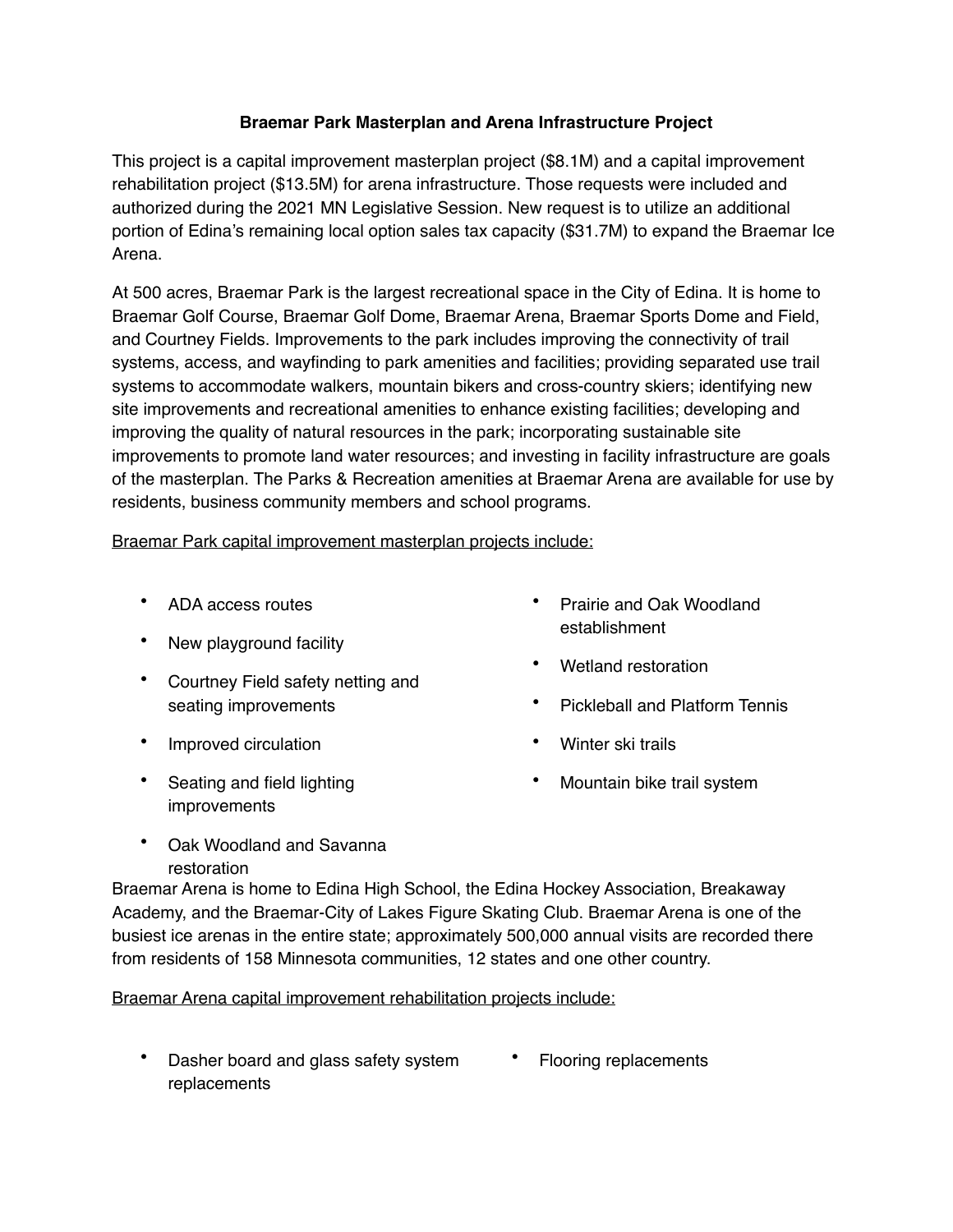**Braemar Park Masterplan and Arena Infrastructure Project**

This project is a capital improvement masterplan project ($8.1M) and a capital improvement rehabilitation project ($13.5M) for arena infrastructure. Those requests were included and authorized during the 2021 MN Legislative Session. New request is to utilize an additional portion of Edina's remaining local option sales tax capacity ($31.7M) to expand the Braemar Ice Arena.

At 500 acres, Braemar Park is the largest recreational space in the City of Edina. It is home to Braemar Golf Course, Braemar Golf Dome, Braemar Arena, Braemar Sports Dome and Field, and Courtney Fields. Improvements to the park includes improving the connectivity of trail systems, access, and wayfinding to park amenities and facilities; providing separated use trail systems to accommodate walkers, mountain bikers and cross-country skiers; identifying new site improvements and recreational amenities to enhance existing facilities; developing and improving the quality of natural resources in the park; incorporating sustainable site improvements to promote land water resources; and investing in facility infrastructure are goals of the masterplan. The Parks & Recreation amenities at Braemar Arena are available for use by residents, business community members and school programs.

Braemar Park capital improvement masterplan projects include:

- ADA access routes
- New playground facility
- Courtney Field safety netting and seating improvements
- Improved circulation
- Seating and field lighting improvements
- Oak Woodland and Savanna restoration
- Prairie and Oak Woodland establishment
- Wetland restoration
- Pickleball and Platform Tennis
- Winter ski trails
- Mountain bike trail system

Braemar Arena is home to Edina High School, the Edina Hockey Association, Breakaway Academy, and the Braemar-City of Lakes Figure Skating Club. Braemar Arena is one of the busiest ice arenas in the entire state; approximately 500,000 annual visits are recorded there from residents of 158 Minnesota communities, 12 states and one other country.

Braemar Arena capital improvement rehabilitation projects include:

- Dasher board and glass safety system replacements
- Flooring replacements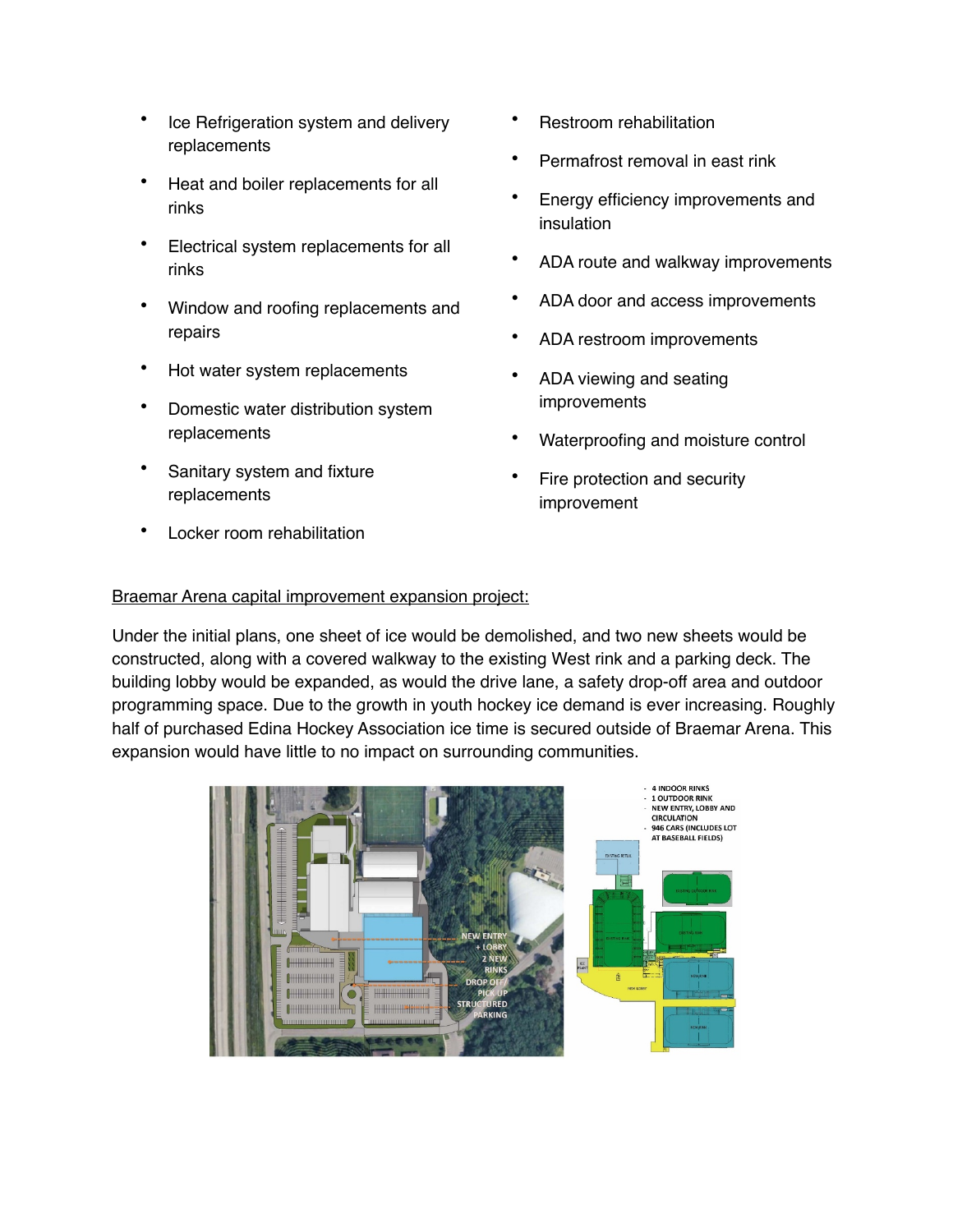- Ice Refrigeration system and delivery replacements
- Heat and boiler replacements for all rinks
- Electrical system replacements for all rinks
- Window and roofing replacements and repairs
- Hot water system replacements
- Domestic water distribution system replacements
- Sanitary system and fixture replacements
- Locker room rehabilitation
- Restroom rehabilitation
- Permafrost removal in east rink
- Energy efficiency improvements and insulation
- ADA route and walkway improvements
- ADA door and access improvements
- ADA restroom improvements
- ADA viewing and seating improvements
- Waterproofing and moisture control
- Fire protection and security improvement

Braemar Arena capital improvement expansion project:

Under the initial plans, one sheet of ice would be demolished, and two new sheets would be constructed, along with a covered walkway to the existing West rink and a parking deck. The building lobby would be expanded, as would the drive lane, a safety drop-off area and outdoor programming space. Due to the growth in youth hockey ice demand is ever increasing. Roughly half of purchased Edina Hockey Association ice time is secured outside of Braemar Arena. This expansion would have little to no impact on surrounding communities.

NEW ENTRY + LOBBY

2 NEW RINKS

DROP OFF/ PICK UP

STRUCTURED PARKING

- 4 INDOOR RINKS
- 1 OUTDOOR RINK
- NEW ENTRY, LOBBY AND CIRCULATION
- 946 CARS (INCLUDES LOT AT BASEBALL FIELDS)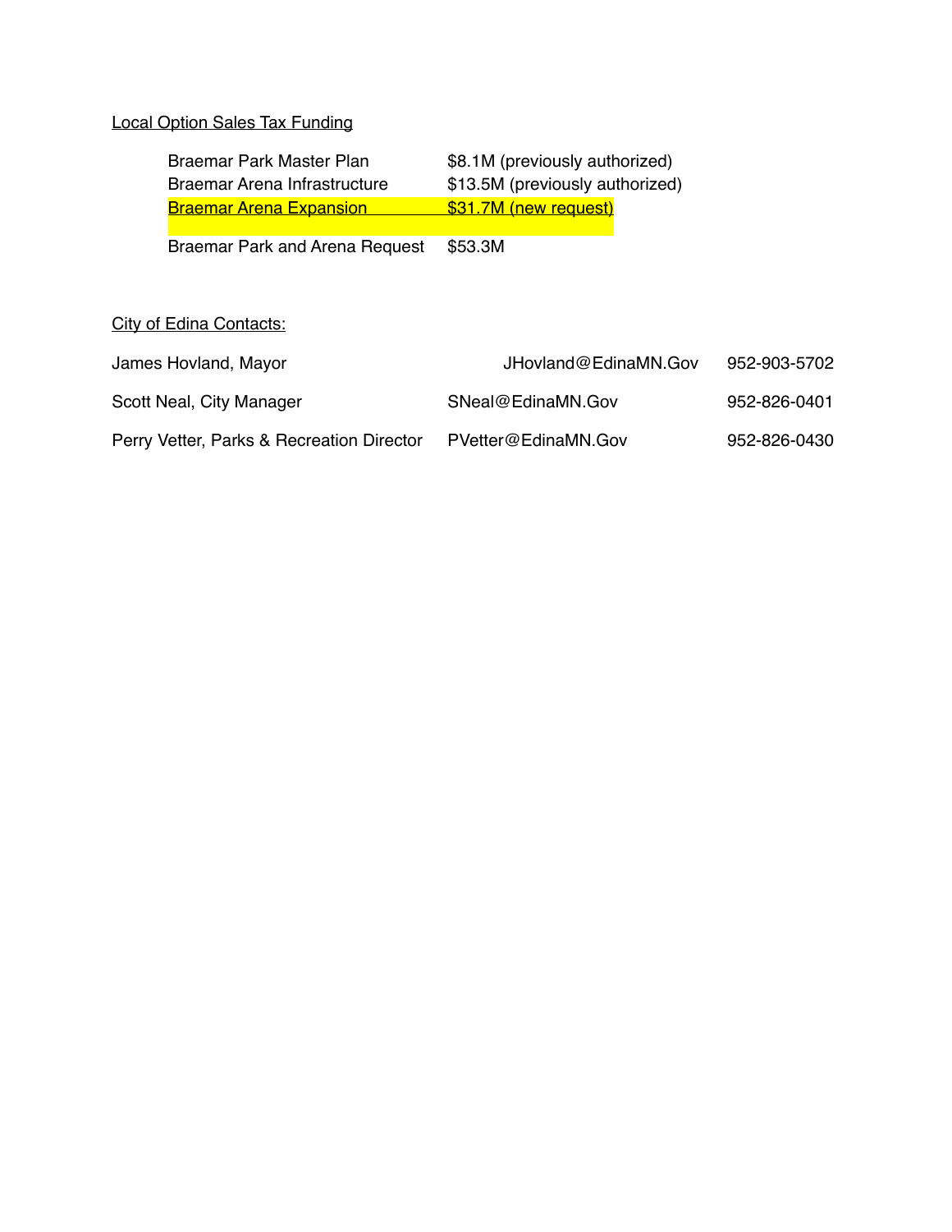Local Option Sales Tax Funding

| | |
|---|---|
| Braemar Park Master Plan | $8.1M (previously authorized) |
| Braemar Arena Infrastructure | $13.5M (previously authorized) |
| Braemar Arena Expansion | $31.7M (new request) |
| Braemar Park and Arena Request | $53.3M |

City of Edina Contacts:

| | | |
|---|---|---|
| James Hovland, Mayor | JHovland@EdinaMN.Gov | 952-903-5702 |
| Scott Neal, City Manager | SNeal@EdinaMN.Gov | 952-826-0401 |
| Perry Vetter, Parks & Recreation Director | PVetter@EdinaMN.Gov | 952-826-0430 |